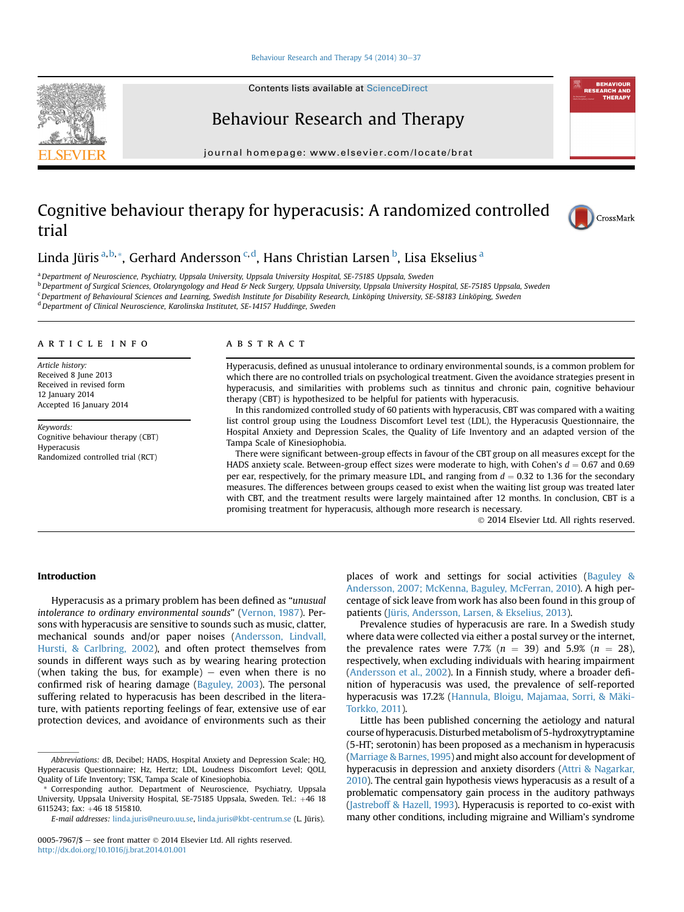# Cognitive behaviour therapy for hyperacusis: A randomized controlled trial

Linda Jüris [a,b,*], Gerhard Andersson [c,d], Hans Christian Larsen [b], Lisa Ekselius [a]

[a] Department of Neuroscience, Psychiatry, Uppsala University, Uppsala University Hospital, SE-75185 Uppsala, Sweden
[b] Department of Surgical Sciences, Otolaryngology and Head & Neck Surgery, Uppsala University, Uppsala University Hospital, SE-75185 Uppsala, Sweden
[c] Department of Behavioural Sciences and Learning, Swedish Institute for Disability Research, Linköping University, SE-58183 Linköping, Sweden
[d] Department of Clinical Neuroscience, Karolinska Institutet, SE-14157 Huddinge, Sweden

## ARTICLE INFO

*Article history:*
Received 8 June 2013
Received in revised form
12 January 2014
Accepted 16 January 2014

*Keywords:*
Cognitive behaviour therapy (CBT)
Hyperacusis
Randomized controlled trial (RCT)

## ABSTRACT

Hyperacusis, defined as unusual intolerance to ordinary environmental sounds, is a common problem for which there are no controlled trials on psychological treatment. Given the avoidance strategies present in hyperacusis, and similarities with problems such as tinnitus and chronic pain, cognitive behaviour therapy (CBT) is hypothesized to be helpful for patients with hyperacusis.

In this randomized controlled study of 60 patients with hyperacusis, CBT was compared with a waiting list control group using the Loudness Discomfort Level test (LDL), the Hyperacusis Questionnaire, the Hospital Anxiety and Depression Scales, the Quality of Life Inventory and an adapted version of the Tampa Scale of Kinesiophobia.

There were significant between-group effects in favour of the CBT group on all measures except for the HADS anxiety scale. Between-group effect sizes were moderate to high, with Cohen's $d = 0.67$ and 0.69 per ear, respectively, for the primary measure LDL, and ranging from $d = 0.32$ to 1.36 for the secondary measures. The differences between groups ceased to exist when the waiting list group was treated later with CBT, and the treatment results were largely maintained after 12 months. In conclusion, CBT is a promising treatment for hyperacusis, although more research is necessary.

© 2014 Elsevier Ltd. All rights reserved.

## Introduction

Hyperacusis as a primary problem has been defined as "*unusual intolerance to ordinary environmental sounds*" (Vernon, 1987). Persons with hyperacusis are sensitive to sounds such as music, clatter, mechanical sounds and/or paper noises (Andersson, Lindvall, Hursti, & Carlbring, 2002), and often protect themselves from sounds in different ways such as by wearing hearing protection (when taking the bus, for example) – even when there is no confirmed risk of hearing damage (Baguley, 2003). The personal suffering related to hyperacusis has been described in the literature, with patients reporting feelings of fear, extensive use of ear protection devices, and avoidance of environments such as their places of work and settings for social activities (Baguley & Andersson, 2007; McKenna, Baguley, McFerran, 2010). A high percentage of sick leave from work has also been found in this group of patients (Jüris, Andersson, Larsen, & Ekselius, 2013).

Prevalence studies of hyperacusis are rare. In a Swedish study where data were collected via either a postal survey or the internet, the prevalence rates were 7.7% ($n = 39$) and 5.9% ($n = 28$), respectively, when excluding individuals with hearing impairment (Andersson et al., 2002). In a Finnish study, where a broader definition of hyperacusis was used, the prevalence of self-reported hyperacusis was 17.2% (Hannula, Bloigu, Majamaa, Sorri, & Mäki-Torkko, 2011).

Little has been published concerning the aetiology and natural course of hyperacusis. Disturbed metabolism of 5-hydroxytryptamine (5-HT; serotonin) has been proposed as a mechanism in hyperacusis (Marriage & Barnes, 1995) and might also account for development of hyperacusis in depression and anxiety disorders (Attri & Nagarkar, 2010). The central gain hypothesis views hyperacusis as a result of a problematic compensatory gain process in the auditory pathways (Jastreboff & Hazell, 1993). Hyperacusis is reported to co-exist with many other conditions, including migraine and William's syndrome

*Abbreviations:* dB, Decibel; HADS, Hospital Anxiety and Depression Scale; HQ, Hyperacusis Questionnaire; Hz, Hertz; LDL, Loudness Discomfort Level; QOLI, Quality of Life Inventory; TSK, Tampa Scale of Kinesiophobia.

\* Corresponding author. Department of Neuroscience, Psychiatry, Uppsala University, Uppsala University Hospital, SE-75185 Uppsala, Sweden. Tel.: +46 18 6115243; fax: +46 18 515810.

*E-mail addresses:* linda.juris@neuro.uu.se, linda.juris@kbt-centrum.se (L. Jüris).

0005-7967/$ – see front matter © 2014 Elsevier Ltd. All rights reserved.
http://dx.doi.org/10.1016/j.brat.2014.01.001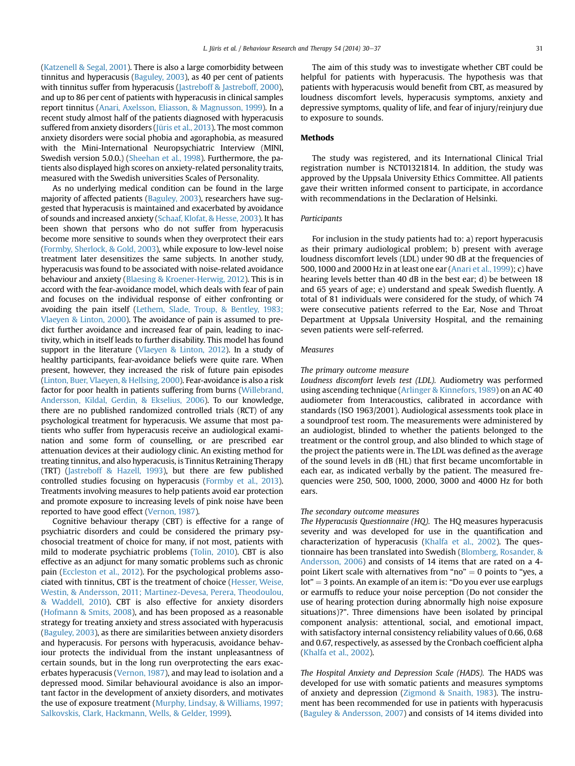(Katzenell & Segal, 2001). There is also a large comorbidity between tinnitus and hyperacusis (Baguley, 2003), as 40 per cent of patients with tinnitus suffer from hyperacusis (Jastreboff & Jastreboff, 2000), and up to 86 per cent of patients with hyperacusis in clinical samples report tinnitus (Anari, Axelsson, Eliasson, & Magnusson, 1999). In a recent study almost half of the patients diagnosed with hyperacusis suffered from anxiety disorders (Jüris et al., 2013). The most common anxiety disorders were social phobia and agoraphobia, as measured with the Mini-International Neuropsychiatric Interview (MINI, Swedish version 5.0.0.) (Sheehan et al., 1998). Furthermore, the patients also displayed high scores on anxiety-related personality traits, measured with the Swedish universities Scales of Personality.

As no underlying medical condition can be found in the large majority of affected patients (Baguley, 2003), researchers have suggested that hyperacusis is maintained and exacerbated by avoidance of sounds and increased anxiety (Schaaf, Klofat, & Hesse, 2003). It has been shown that persons who do not suffer from hyperacusis become more sensitive to sounds when they overprotect their ears (Formby, Sherlock, & Gold, 2003), while exposure to low-level noise treatment later desensitizes the same subjects. In another study, hyperacusis was found to be associated with noise-related avoidance behaviour and anxiety (Blaesing & Kroener-Herwig, 2012). This is in accord with the fear-avoidance model, which deals with fear of pain and focuses on the individual response of either confronting or avoiding the pain itself (Lethem, Slade, Troup, & Bentley, 1983; Vlaeyen & Linton, 2000). The avoidance of pain is assumed to predict further avoidance and increased fear of pain, leading to inactivity, which in itself leads to further disability. This model has found support in the literature (Vlaeyen & Linton, 2012). In a study of healthy participants, fear-avoidance beliefs were quite rare. When present, however, they increased the risk of future pain episodes (Linton, Buer, Vlaeyen, & Hellsing, 2000). Fear-avoidance is also a risk factor for poor health in patients suffering from burns (Willebrand, Andersson, Kildal, Gerdin, & Ekselius, 2006). To our knowledge, there are no published randomized controlled trials (RCT) of any psychological treatment for hyperacusis. We assume that most patients who suffer from hyperacusis receive an audiological examination and some form of counselling, or are prescribed ear attenuation devices at their audiology clinic. An existing method for treating tinnitus, and also hyperacusis, is Tinnitus Retraining Therapy (TRT) (Jastreboff & Hazell, 1993), but there are few published controlled studies focusing on hyperacusis (Formby et al., 2013). Treatments involving measures to help patients avoid ear protection and promote exposure to increasing levels of pink noise have been reported to have good effect (Vernon, 1987).

Cognitive behaviour therapy (CBT) is effective for a range of psychiatric disorders and could be considered the primary psychosocial treatment of choice for many, if not most, patients with mild to moderate psychiatric problems (Tolin, 2010). CBT is also effective as an adjunct for many somatic problems such as chronic pain (Eccleston et al., 2012). For the psychological problems associated with tinnitus, CBT is the treatment of choice (Hesser, Weise, Westin, & Andersson, 2011; Martinez-Devesa, Perera, Theodoulou, & Waddell, 2010). CBT is also effective for anxiety disorders (Hofmann & Smits, 2008), and has been proposed as a reasonable strategy for treating anxiety and stress associated with hyperacusis (Baguley, 2003), as there are similarities between anxiety disorders and hyperacusis. For persons with hyperacusis, avoidance behaviour protects the individual from the instant unpleasantness of certain sounds, but in the long run overprotecting the ears exacerbates hyperacusis (Vernon, 1987), and may lead to isolation and a depressed mood. Similar behavioural avoidance is also an important factor in the development of anxiety disorders, and motivates the use of exposure treatment (Murphy, Lindsay, & Williams, 1997; Salkovskis, Clark, Hackmann, Wells, & Gelder, 1999).

The aim of this study was to investigate whether CBT could be helpful for patients with hyperacusis. The hypothesis was that patients with hyperacusis would benefit from CBT, as measured by loudness discomfort levels, hyperacusis symptoms, anxiety and depressive symptoms, quality of life, and fear of injury/reinjury due to exposure to sounds.

## Methods

The study was registered, and its International Clinical Trial registration number is NCT01321814. In addition, the study was approved by the Uppsala University Ethics Committee. All patients gave their written informed consent to participate, in accordance with recommendations in the Declaration of Helsinki.

### Participants

For inclusion in the study patients had to: a) report hyperacusis as their primary audiological problem; b) present with average loudness discomfort levels (LDL) under 90 dB at the frequencies of 500, 1000 and 2000 Hz in at least one ear (Anari et al., 1999); c) have hearing levels better than 40 dB in the best ear; d) be between 18 and 65 years of age; e) understand and speak Swedish fluently. A total of 81 individuals were considered for the study, of which 74 were consecutive patients referred to the Ear, Nose and Throat Department at Uppsala University Hospital, and the remaining seven patients were self-referred.

### Measures

#### The primary outcome measure

*Loudness discomfort levels test (LDL).* Audiometry was performed using ascending technique (Arlinger & Kinnefors, 1989) on an AC 40 audiometer from Interacoustics, calibrated in accordance with standards (ISO 1963/2001). Audiological assessments took place in a soundproof test room. The measurements were administered by an audiologist, blinded to whether the patients belonged to the treatment or the control group, and also blinded to which stage of the project the patients were in. The LDL was defined as the average of the sound levels in dB (HL) that first became uncomfortable in each ear, as indicated verbally by the patient. The measured frequencies were 250, 500, 1000, 2000, 3000 and 4000 Hz for both ears.

#### The secondary outcome measures

*The Hyperacusis Questionnaire (HQ).* The HQ measures hyperacusis severity and was developed for use in the quantification and characterization of hyperacusis (Khalfa et al., 2002). The questionnaire has been translated into Swedish (Blomberg, Rosander, & Andersson, 2006) and consists of 14 items that are rated on a 4-point Likert scale with alternatives from "no" = 0 points to "yes, a lot" = 3 points. An example of an item is: "Do you ever use earplugs or earmuffs to reduce your noise perception (Do not consider the use of hearing protection during abnormally high noise exposure situations)?". Three dimensions have been isolated by principal component analysis: attentional, social, and emotional impact, with satisfactory internal consistency reliability values of 0.66, 0.68 and 0.67, respectively, as assessed by the Cronbach coefficient alpha (Khalfa et al., 2002).

*The Hospital Anxiety and Depression Scale (HADS).* The HADS was developed for use with somatic patients and measures symptoms of anxiety and depression (Zigmond & Snaith, 1983). The instrument has been recommended for use in patients with hyperacusis (Baguley & Andersson, 2007) and consists of 14 items divided into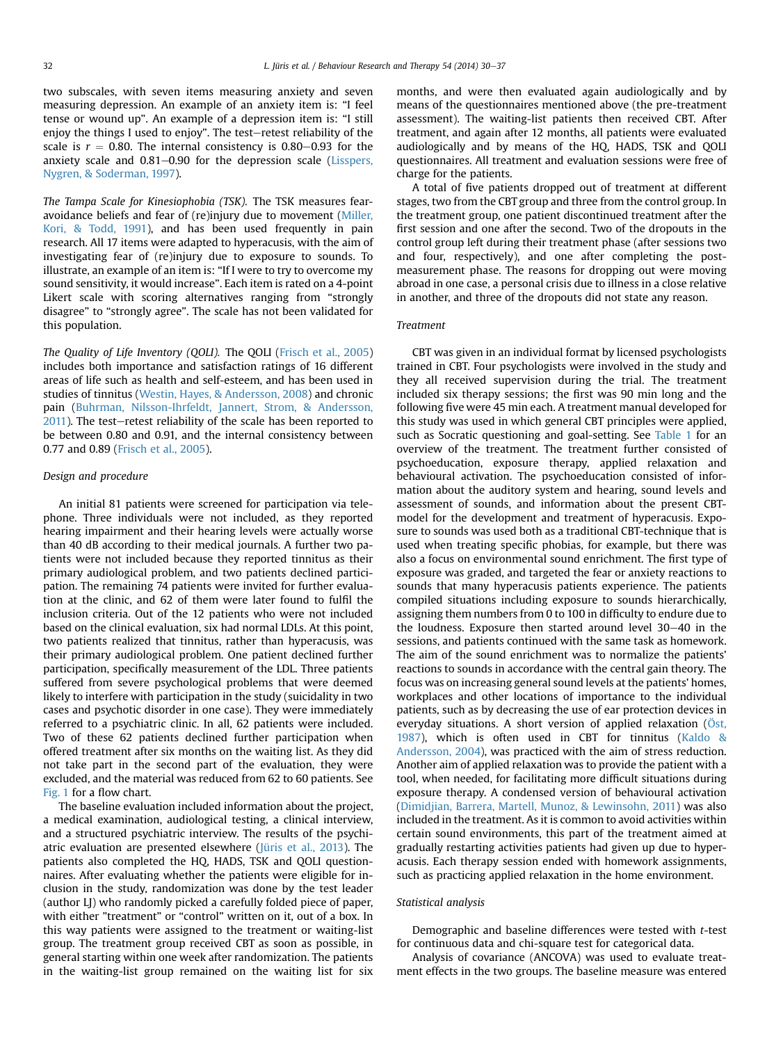two subscales, with seven items measuring anxiety and seven measuring depression. An example of an anxiety item is: "I feel tense or wound up". An example of a depression item is: "I still enjoy the things I used to enjoy". The test–retest reliability of the scale is $r = 0.80$. The internal consistency is 0.80–0.93 for the anxiety scale and 0.81–0.90 for the depression scale (Lisspers, Nygren, & Soderman, 1997).

*The Tampa Scale for Kinesiophobia (TSK).* The TSK measures fear-avoidance beliefs and fear of (re)injury due to movement (Miller, Kori, & Todd, 1991), and has been used frequently in pain research. All 17 items were adapted to hyperacusis, with the aim of investigating fear of (re)injury due to exposure to sounds. To illustrate, an example of an item is: "If I were to try to overcome my sound sensitivity, it would increase". Each item is rated on a 4-point Likert scale with scoring alternatives ranging from "strongly disagree" to "strongly agree". The scale has not been validated for this population.

*The Quality of Life Inventory (QOLI).* The QOLI (Frisch et al., 2005) includes both importance and satisfaction ratings of 16 different areas of life such as health and self-esteem, and has been used in studies of tinnitus (Westin, Hayes, & Andersson, 2008) and chronic pain (Buhrman, Nilsson-Ihrfeldt, Jannert, Strom, & Andersson, 2011). The test–retest reliability of the scale has been reported to be between 0.80 and 0.91, and the internal consistency between 0.77 and 0.89 (Frisch et al., 2005).

### Design and procedure

An initial 81 patients were screened for participation via telephone. Three individuals were not included, as they reported hearing impairment and their hearing levels were actually worse than 40 dB according to their medical journals. A further two patients were not included because they reported tinnitus as their primary audiological problem, and two patients declined participation. The remaining 74 patients were invited for further evaluation at the clinic, and 62 of them were later found to fulfil the inclusion criteria. Out of the 12 patients who were not included based on the clinical evaluation, six had normal LDLs. At this point, two patients realized that tinnitus, rather than hyperacusis, was their primary audiological problem. One patient declined further participation, specifically measurement of the LDL. Three patients suffered from severe psychological problems that were deemed likely to interfere with participation in the study (suicidality in two cases and psychotic disorder in one case). They were immediately referred to a psychiatric clinic. In all, 62 patients were included. Two of these 62 patients declined further participation when offered treatment after six months on the waiting list. As they did not take part in the second part of the evaluation, they were excluded, and the material was reduced from 62 to 60 patients. See Fig. 1 for a flow chart.

The baseline evaluation included information about the project, a medical examination, audiological testing, a clinical interview, and a structured psychiatric interview. The results of the psychiatric evaluation are presented elsewhere (Jüris et al., 2013). The patients also completed the HQ, HADS, TSK and QOLI questionnaires. After evaluating whether the patients were eligible for inclusion in the study, randomization was done by the test leader (author LJ) who randomly picked a carefully folded piece of paper, with either "treatment" or "control" written on it, out of a box. In this way patients were assigned to the treatment or waiting-list group. The treatment group received CBT as soon as possible, in general starting within one week after randomization. The patients in the waiting-list group remained on the waiting list for six months, and were then evaluated again audiologically and by means of the questionnaires mentioned above (the pre-treatment assessment). The waiting-list patients then received CBT. After treatment, and again after 12 months, all patients were evaluated audiologically and by means of the HQ, HADS, TSK and QOLI questionnaires. All treatment and evaluation sessions were free of charge for the patients.

A total of five patients dropped out of treatment at different stages, two from the CBT group and three from the control group. In the treatment group, one patient discontinued treatment after the first session and one after the second. Two of the dropouts in the control group left during their treatment phase (after sessions two and four, respectively), and one after completing the post-measurement phase. The reasons for dropping out were moving abroad in one case, a personal crisis due to illness in a close relative in another, and three of the dropouts did not state any reason.

### Treatment

CBT was given in an individual format by licensed psychologists trained in CBT. Four psychologists were involved in the study and they all received supervision during the trial. The treatment included six therapy sessions; the first was 90 min long and the following five were 45 min each. A treatment manual developed for this study was used in which general CBT principles were applied, such as Socratic questioning and goal-setting. See Table 1 for an overview of the treatment. The treatment further consisted of psychoeducation, exposure therapy, applied relaxation and behavioural activation. The psychoeducation consisted of information about the auditory system and hearing, sound levels and assessment of sounds, and information about the present CBT-model for the development and treatment of hyperacusis. Exposure to sounds was used both as a traditional CBT-technique that is used when treating specific phobias, for example, but there was also a focus on environmental sound enrichment. The first type of exposure was graded, and targeted the fear or anxiety reactions to sounds that many hyperacusis patients experience. The patients compiled situations including exposure to sounds hierarchically, assigning them numbers from 0 to 100 in difficulty to endure due to the loudness. Exposure then started around level 30–40 in the sessions, and patients continued with the same task as homework. The aim of the sound enrichment was to normalize the patients' reactions to sounds in accordance with the central gain theory. The focus was on increasing general sound levels at the patients' homes, workplaces and other locations of importance to the individual patients, such as by decreasing the use of ear protection devices in everyday situations. A short version of applied relaxation (Öst, 1987), which is often used in CBT for tinnitus (Kaldo & Andersson, 2004), was practiced with the aim of stress reduction. Another aim of applied relaxation was to provide the patient with a tool, when needed, for facilitating more difficult situations during exposure therapy. A condensed version of behavioural activation (Dimidjian, Barrera, Martell, Munoz, & Lewinsohn, 2011) was also included in the treatment. As it is common to avoid activities within certain sound environments, this part of the treatment aimed at gradually restarting activities patients had given up due to hyperacusis. Each therapy session ended with homework assignments, such as practicing applied relaxation in the home environment.

### Statistical analysis

Demographic and baseline differences were tested with *t*-test for continuous data and chi-square test for categorical data.

Analysis of covariance (ANCOVA) was used to evaluate treatment effects in the two groups. The baseline measure was entered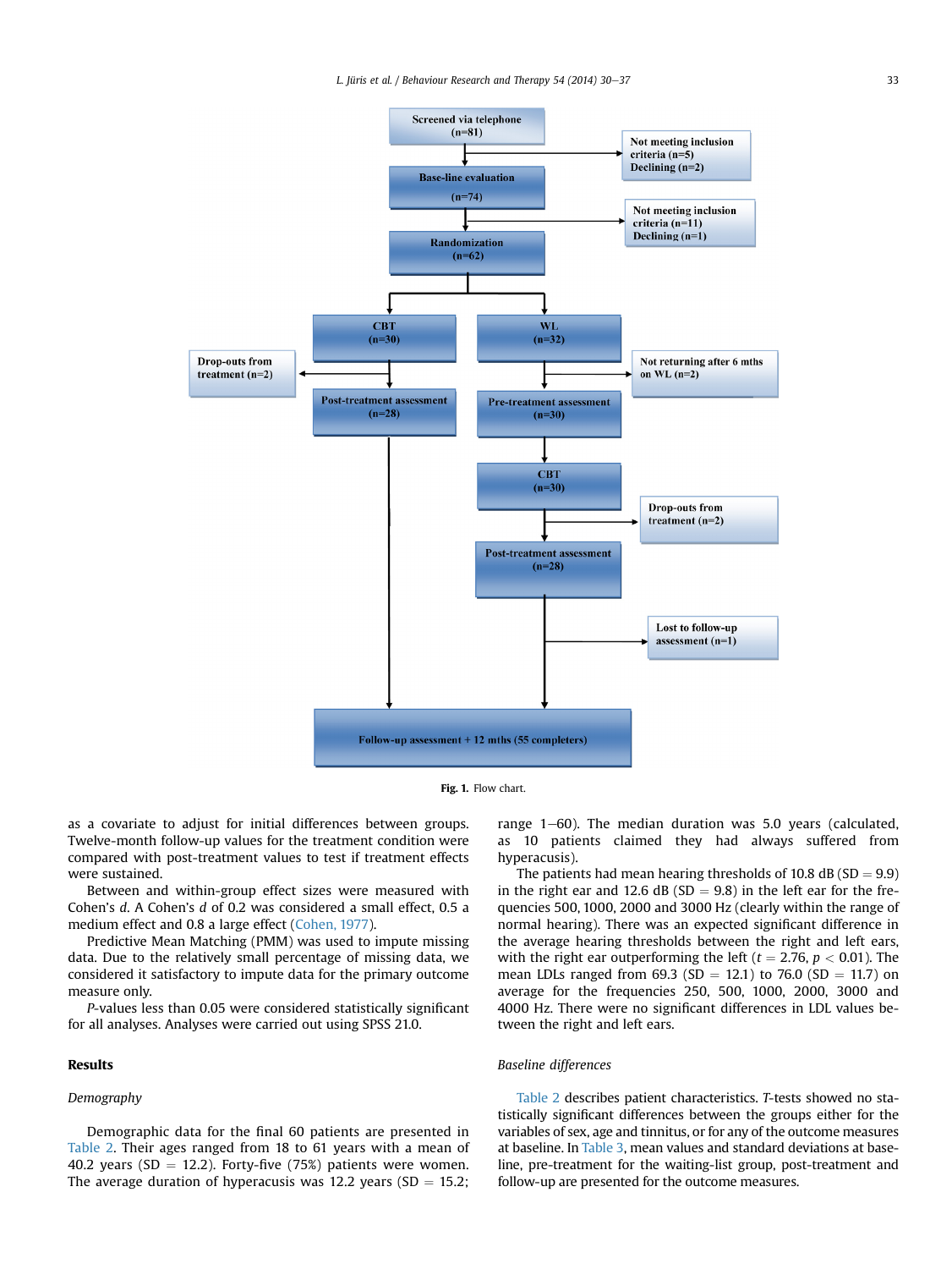Screened via telephone (n=81)

Not meeting inclusion criteria (n=5)
Declining (n=2)

Base-line evaluation (n=74)

Not meeting inclusion criteria (n=11)
Declining (n=1)

Randomization (n=62)

CBT (n=30)

WL (n=32)

Drop-outs from treatment (n=2)

Not returning after 6 mths on WL (n=2)

Post-treatment assessment (n=28)

Pre-treatment assessment (n=30)

CBT (n=30)

Drop-outs from treatment (n=2)

Post-treatment assessment (n=28)

Lost to follow-up assessment (n=1)

Follow-up assessment + 12 mths (55 completers)

**Fig. 1.** Flow chart.

as a covariate to adjust for initial differences between groups. Twelve-month follow-up values for the treatment condition were compared with post-treatment values to test if treatment effects were sustained.

Between and within-group effect sizes were measured with Cohen's *d*. A Cohen's *d* of 0.2 was considered a small effect, 0.5 a medium effect and 0.8 a large effect (Cohen, 1977).

Predictive Mean Matching (PMM) was used to impute missing data. Due to the relatively small percentage of missing data, we considered it satisfactory to impute data for the primary outcome measure only.

*P*-values less than 0.05 were considered statistically significant for all analyses. Analyses were carried out using SPSS 21.0.

## Results

### *Demography*

Demographic data for the final 60 patients are presented in Table 2. Their ages ranged from 18 to 61 years with a mean of 40.2 years (SD = 12.2). Forty-five (75%) patients were women. The average duration of hyperacusis was 12.2 years (SD = 15.2; range 1–60). The median duration was 5.0 years (calculated, as 10 patients claimed they had always suffered from hyperacusis).

The patients had mean hearing thresholds of 10.8 dB (SD = 9.9) in the right ear and 12.6 dB (SD = 9.8) in the left ear for the frequencies 500, 1000, 2000 and 3000 Hz (clearly within the range of normal hearing). There was an expected significant difference in the average hearing thresholds between the right and left ears, with the right ear outperforming the left ($t = 2.76$, $p < 0.01$). The mean LDLs ranged from 69.3 (SD = 12.1) to 76.0 (SD = 11.7) on average for the frequencies 250, 500, 1000, 2000, 3000 and 4000 Hz. There were no significant differences in LDL values between the right and left ears.

### *Baseline differences*

Table 2 describes patient characteristics. *T*-tests showed no statistically significant differences between the groups either for the variables of sex, age and tinnitus, or for any of the outcome measures at baseline. In Table 3, mean values and standard deviations at baseline, pre-treatment for the waiting-list group, post-treatment and follow-up are presented for the outcome measures.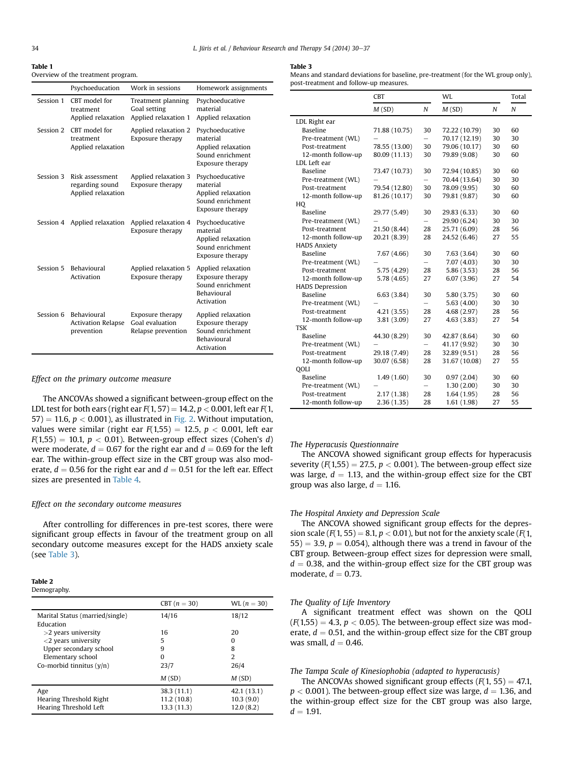**Table 1**
Overview of the treatment program.

| | Psychoeducation | Work in sessions | Homework assignments |
|---|---|---|---|
| Session 1 | CBT model for treatment Applied relaxation | Treatment planning Goal setting Applied relaxation 1 | Psychoeducative material Applied relaxation |
| Session 2 | CBT model for treatment Applied relaxation | Applied relaxation 2 Exposure therapy | Psychoeducative material Applied relaxation Sound enrichment Exposure therapy |
| Session 3 | Risk assessment regarding sound Applied relaxation | Applied relaxation 3 Exposure therapy | Psychoeducative material Applied relaxation Sound enrichment Exposure therapy |
| Session 4 | Applied relaxation | Applied relaxation 4 Exposure therapy | Psychoeducative material Applied relaxation Sound enrichment Exposure therapy |
| Session 5 | Behavioural Activation | Applied relaxation 5 Exposure therapy | Applied relaxation Exposure therapy Sound enrichment Behavioural Activation |
| Session 6 | Behavioural Activation Relapse prevention | Exposure therapy Goal evaluation Relapse prevention | Applied relaxation Exposure therapy Sound enrichment Behavioural Activation |

### Effect on the primary outcome measure

The ANCOVAs showed a significant between-group effect on the LDL test for both ears (right ear $F(1, 57) = 14.2$, $p < 0.001$, left ear $F(1, 57) = 11.6$, $p < 0.001$), as illustrated in Fig. 2. Without imputation, values were similar (right ear $F(1,55) = 12.5$, $p < 0.001$, left ear $F(1,55) = 10.1$, $p < 0.01$). Between-group effect sizes (Cohen's $d$) were moderate, $d = 0.67$ for the right ear and $d = 0.69$ for the left ear. The within-group effect size in the CBT group was also moderate, $d = 0.56$ for the right ear and $d = 0.51$ for the left ear. Effect sizes are presented in Table 4.

### Effect on the secondary outcome measures

After controlling for differences in pre-test scores, there were significant group effects in favour of the treatment group on all secondary outcome measures except for the HADS anxiety scale (see Table 3).

**Table 2**
Demography.

| | CBT ($n = 30$) | WL ($n = 30$) |
|---|---|---|
| Marital Status (married/single) | 14/16 | 18/12 |
| Education | | |
| >2 years university | 16 | 20 |
| <2 years university | 5 | 0 |
| Upper secondary school | 9 | 8 |
| Elementary school | 0 | 2 |
| Co-morbid tinnitus (y/n) | 23/7 | 26/4 |
| | *M* (SD) | *M* (SD) |
| Age | 38.3 (11.1) | 42.1 (13.1) |
| Hearing Threshold Right | 11.2 (10.8) | 10.3 (9.0) |
| Hearing Threshold Left | 13.3 (11.3) | 12.0 (8.2) |

**Table 3**
Means and standard deviations for baseline, pre-treatment (for the WL group only), post-treatment and follow-up measures.

| | CBT | | WL | | Total |
|---|---|---|---|---|---|
| | *M* (SD) | *N* | *M* (SD) | *N* | *N* |
| LDL Right ear | | | | | |
| Baseline | 71.88 (10.75) | 30 | 72.22 (10.79) | 30 | 60 |
| Pre-treatment (WL) | – | – | 70.17 (12.19) | 30 | 30 |
| Post-treatment | 78.55 (13.00) | 30 | 79.06 (10.17) | 30 | 60 |
| 12-month follow-up | 80.09 (11.13) | 30 | 79.89 (9.08) | 30 | 60 |
| LDL Left ear | | | | | |
| Baseline | 73.47 (10.73) | 30 | 72.94 (10.85) | 30 | 60 |
| Pre-treatment (WL) | – | – | 70.44 (13.64) | 30 | 30 |
| Post-treatment | 79.54 (12.80) | 30 | 78.09 (9.95) | 30 | 60 |
| 12-month follow-up | 81.26 (10.17) | 30 | 79.81 (9.87) | 30 | 60 |
| HQ | | | | | |
| Baseline | 29.77 (5.49) | 30 | 29.83 (6.33) | 30 | 60 |
| Pre-treatment (WL) | – | – | 29.90 (6.24) | 30 | 30 |
| Post-treatment | 21.50 (8.44) | 28 | 25.71 (6.09) | 28 | 56 |
| 12-month follow-up | 20.21 (8.39) | 28 | 24.52 (6.46) | 27 | 55 |
| HADS Anxiety | | | | | |
| Baseline | 7.67 (4.66) | 30 | 7.63 (3.64) | 30 | 60 |
| Pre-treatment (WL) | – | – | 7.07 (4.03) | 30 | 30 |
| Post-treatment | 5.75 (4.29) | 28 | 5.86 (3.53) | 28 | 56 |
| 12-month follow-up | 5.78 (4.65) | 27 | 6.07 (3.96) | 27 | 54 |
| HADS Depression | | | | | |
| Baseline | 6.63 (3.84) | 30 | 5.80 (3.75) | 30 | 60 |
| Pre-treatment (WL) | – | – | 5.63 (4.00) | 30 | 30 |
| Post-treatment | 4.21 (3.55) | 28 | 4.68 (2.97) | 28 | 56 |
| 12-month follow-up | 3.81 (3.09) | 27 | 4.63 (3.83) | 27 | 54 |
| TSK | | | | | |
| Baseline | 44.30 (8.29) | 30 | 42.87 (8.64) | 30 | 60 |
| Pre-treatment (WL) | – | – | 41.17 (9.92) | 30 | 30 |
| Post-treatment | 29.18 (7.49) | 28 | 32.89 (9.51) | 28 | 56 |
| 12-month follow-up | 30.07 (6.58) | 28 | 31.67 (10.08) | 27 | 55 |
| QOLI | | | | | |
| Baseline | 1.49 (1.60) | 30 | 0.97 (2.04) | 30 | 60 |
| Pre-treatment (WL) | – | – | 1.30 (2.00) | 30 | 30 |
| Post-treatment | 2.17 (1.38) | 28 | 1.64 (1.95) | 28 | 56 |
| 12-month follow-up | 2.36 (1.35) | 28 | 1.61 (1.98) | 27 | 55 |

### The Hyperacusis Questionnaire

The ANCOVA showed significant group effects for hyperacusis severity ($F(1,55) = 27.5$, $p < 0.001$). The between-group effect size was large, $d = 1.13$, and the within-group effect size for the CBT group was also large, $d = 1.16$.

### The Hospital Anxiety and Depression Scale

The ANCOVA showed significant group effects for the depression scale ($F(1, 55) = 8.1$, $p < 0.01$), but not for the anxiety scale ($F(1, 55) = 3.9$, $p = 0.054$), although there was a trend in favour of the CBT group. Between-group effect sizes for depression were small, $d = 0.38$, and the within-group effect size for the CBT group was moderate, $d = 0.73$.

### The Quality of Life Inventory

A significant treatment effect was shown on the QOLI ($F(1,55) = 4.3$, $p < 0.05$). The between-group effect size was moderate, $d = 0.51$, and the within-group effect size for the CBT group was small, $d = 0.46$.

### The Tampa Scale of Kinesiophobia (adapted to hyperacusis)

The ANCOVAs showed significant group effects ($F(1, 55) = 47.1$, $p < 0.001$). The between-group effect size was large, $d = 1.36$, and the within-group effect size for the CBT group was also large, $d = 1.91$.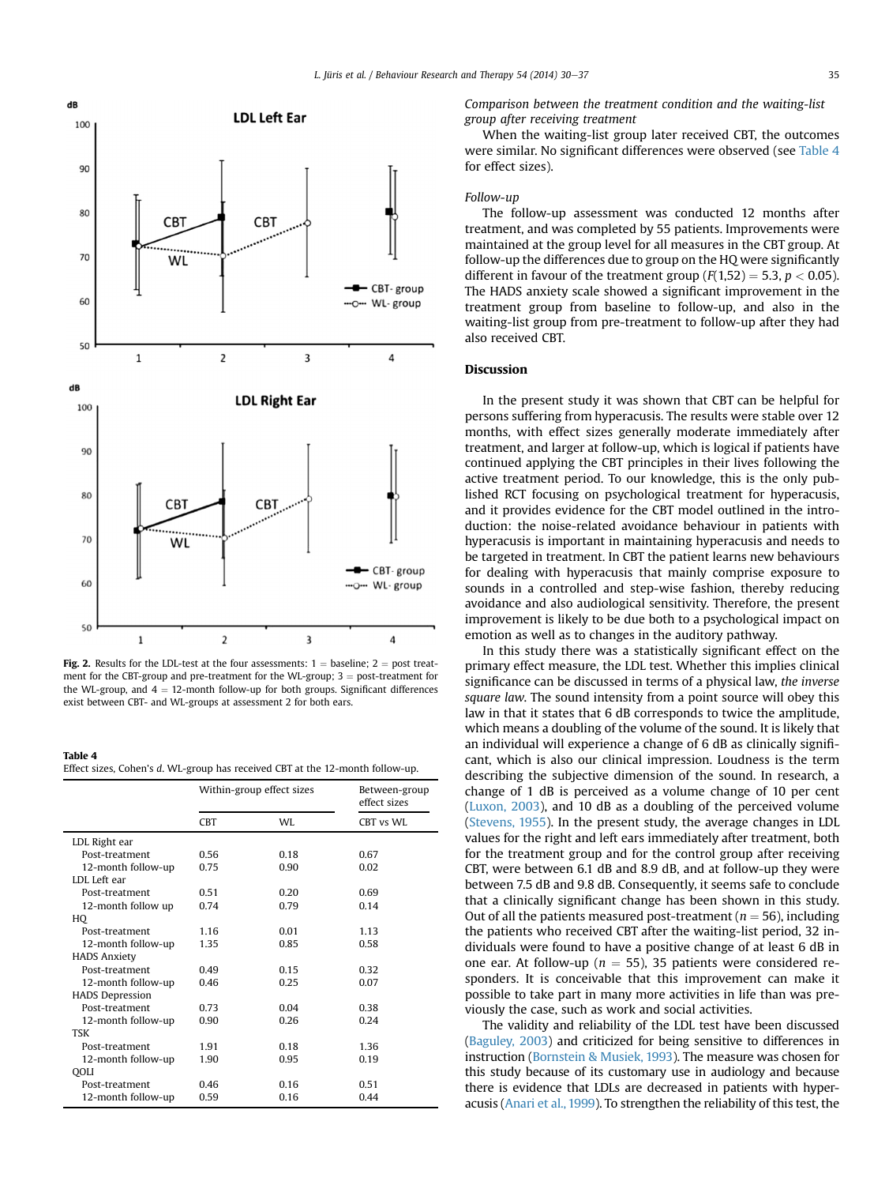Fig. 2. Results for the LDL-test at the four assessments: 1 = baseline; 2 = post treatment for the CBT-group and pre-treatment for the WL-group; 3 = post-treatment for the WL-group, and 4 = 12-month follow-up for both groups. Significant differences exist between CBT- and WL-groups at assessment 2 for both ears.

**Table 4**
Effect sizes, Cohen's *d*. WL-group has received CBT at the 12-month follow-up.

| | Within-group effect sizes | | Between-group effect sizes |
|---|---|---|---|
| | CBT | WL | CBT vs WL |
| LDL Right ear | | | |
| Post-treatment | 0.56 | 0.18 | 0.67 |
| 12-month follow-up | 0.75 | 0.90 | 0.02 |
| LDL Left ear | | | |
| Post-treatment | 0.51 | 0.20 | 0.69 |
| 12-month follow up | 0.74 | 0.79 | 0.14 |
| HQ | | | |
| Post-treatment | 1.16 | 0.01 | 1.13 |
| 12-month follow-up | 1.35 | 0.85 | 0.58 |
| HADS Anxiety | | | |
| Post-treatment | 0.49 | 0.15 | 0.32 |
| 12-month follow-up | 0.46 | 0.25 | 0.07 |
| HADS Depression | | | |
| Post-treatment | 0.73 | 0.04 | 0.38 |
| 12-month follow-up | 0.90 | 0.26 | 0.24 |
| TSK | | | |
| Post-treatment | 1.91 | 0.18 | 1.36 |
| 12-month follow-up | 1.90 | 0.95 | 0.19 |
| QOLI | | | |
| Post-treatment | 0.46 | 0.16 | 0.51 |
| 12-month follow-up | 0.59 | 0.16 | 0.44 |

*Comparison between the treatment condition and the waiting-list group after receiving treatment*

When the waiting-list group later received CBT, the outcomes were similar. No significant differences were observed (see Table 4 for effect sizes).

*Follow-up*

The follow-up assessment was conducted 12 months after treatment, and was completed by 55 patients. Improvements were maintained at the group level for all measures in the CBT group. At follow-up the differences due to group on the HQ were significantly different in favour of the treatment group ($F(1,52) = 5.3$, $p < 0.05$). The HADS anxiety scale showed a significant improvement in the treatment group from baseline to follow-up, and also in the waiting-list group from pre-treatment to follow-up after they had also received CBT.

## Discussion

In the present study it was shown that CBT can be helpful for persons suffering from hyperacusis. The results were stable over 12 months, with effect sizes generally moderate immediately after treatment, and larger at follow-up, which is logical if patients have continued applying the CBT principles in their lives following the active treatment period. To our knowledge, this is the only published RCT focusing on psychological treatment for hyperacusis, and it provides evidence for the CBT model outlined in the introduction: the noise-related avoidance behaviour in patients with hyperacusis is important in maintaining hyperacusis and needs to be targeted in treatment. In CBT the patient learns new behaviours for dealing with hyperacusis that mainly comprise exposure to sounds in a controlled and step-wise fashion, thereby reducing avoidance and also audiological sensitivity. Therefore, the present improvement is likely to be due both to a psychological impact on emotion as well as to changes in the auditory pathway.

In this study there was a statistically significant effect on the primary effect measure, the LDL test. Whether this implies clinical significance can be discussed in terms of a physical law, *the inverse square law*. The sound intensity from a point source will obey this law in that it states that 6 dB corresponds to twice the amplitude, which means a doubling of the volume of the sound. It is likely that an individual will experience a change of 6 dB as clinically significant, which is also our clinical impression. Loudness is the term describing the subjective dimension of the sound. In research, a change of 1 dB is perceived as a volume change of 10 per cent (Luxon, 2003), and 10 dB as a doubling of the perceived volume (Stevens, 1955). In the present study, the average changes in LDL values for the right and left ears immediately after treatment, both for the treatment group and for the control group after receiving CBT, were between 6.1 dB and 8.9 dB, and at follow-up they were between 7.5 dB and 9.8 dB. Consequently, it seems safe to conclude that a clinically significant change has been shown in this study. Out of all the patients measured post-treatment ($n = 56$), including the patients who received CBT after the waiting-list period, 32 individuals were found to have a positive change of at least 6 dB in one ear. At follow-up ($n = 55$), 35 patients were considered responders. It is conceivable that this improvement can make it possible to take part in many more activities in life than was previously the case, such as work and social activities.

The validity and reliability of the LDL test have been discussed (Baguley, 2003) and criticized for being sensitive to differences in instruction (Bornstein & Musiek, 1993). The measure was chosen for this study because of its customary use in audiology and because there is evidence that LDLs are decreased in patients with hyperacusis (Anari et al., 1999). To strengthen the reliability of this test, the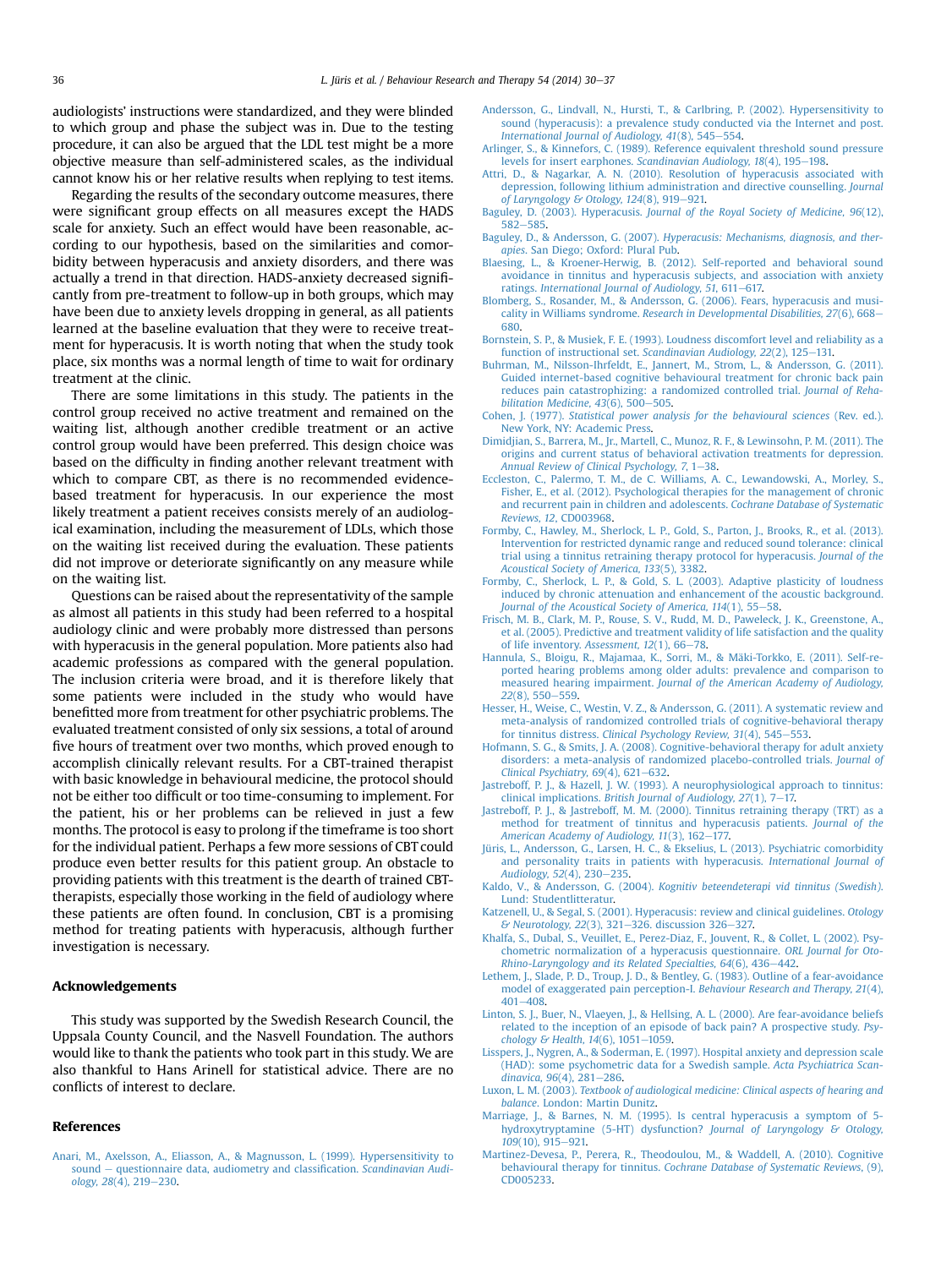audiologists' instructions were standardized, and they were blinded to which group and phase the subject was in. Due to the testing procedure, it can also be argued that the LDL test might be a more objective measure than self-administered scales, as the individual cannot know his or her relative results when replying to test items.

Regarding the results of the secondary outcome measures, there were significant group effects on all measures except the HADS scale for anxiety. Such an effect would have been reasonable, according to our hypothesis, based on the similarities and comorbidity between hyperacusis and anxiety disorders, and there was actually a trend in that direction. HADS-anxiety decreased significantly from pre-treatment to follow-up in both groups, which may have been due to anxiety levels dropping in general, as all patients learned at the baseline evaluation that they were to receive treatment for hyperacusis. It is worth noting that when the study took place, six months was a normal length of time to wait for ordinary treatment at the clinic.

There are some limitations in this study. The patients in the control group received no active treatment and remained on the waiting list, although another credible treatment or an active control group would have been preferred. This design choice was based on the difficulty in finding another relevant treatment with which to compare CBT, as there is no recommended evidence-based treatment for hyperacusis. In our experience the most likely treatment a patient receives consists merely of an audiological examination, including the measurement of LDLs, which those on the waiting list received during the evaluation. These patients did not improve or deteriorate significantly on any measure while on the waiting list.

Questions can be raised about the representativity of the sample as almost all patients in this study had been referred to a hospital audiology clinic and were probably more distressed than persons with hyperacusis in the general population. More patients also had academic professions as compared with the general population. The inclusion criteria were broad, and it is therefore likely that some patients were included in the study who would have benefitted more from treatment for other psychiatric problems. The evaluated treatment consisted of only six sessions, a total of around five hours of treatment over two months, which proved enough to accomplish clinically relevant results. For a CBT-trained therapist with basic knowledge in behavioural medicine, the protocol should not be either too difficult or too time-consuming to implement. For the patient, his or her problems can be relieved in just a few months. The protocol is easy to prolong if the timeframe is too short for the individual patient. Perhaps a few more sessions of CBT could produce even better results for this patient group. An obstacle to providing patients with this treatment is the dearth of trained CBT-therapists, especially those working in the field of audiology where these patients are often found. In conclusion, CBT is a promising method for treating patients with hyperacusis, although further investigation is necessary.

## Acknowledgements

This study was supported by the Swedish Research Council, the Uppsala County Council, and the Nasvell Foundation. The authors would like to thank the patients who took part in this study. We are also thankful to Hans Arinell for statistical advice. There are no conflicts of interest to declare.

## References

Anari, M., Axelsson, A., Eliasson, A., & Magnusson, L. (1999). Hypersensitivity to sound – questionnaire data, audiometry and classification. *Scandinavian Audiology, 28*(4), 219–230.

Andersson, G., Lindvall, N., Hursti, T., & Carlbring, P. (2002). Hypersensitivity to sound (hyperacusis): a prevalence study conducted via the Internet and post. *International Journal of Audiology, 41*(8), 545–554.

Arlinger, S., & Kinnefors, C. (1989). Reference equivalent threshold sound pressure levels for insert earphones. *Scandinavian Audiology, 18*(4), 195–198.

Attri, D., & Nagarkar, A. N. (2010). Resolution of hyperacusis associated with depression, following lithium administration and directive counselling. *Journal of Laryngology & Otology, 124*(8), 919–921.

Baguley, D. (2003). Hyperacusis. *Journal of the Royal Society of Medicine, 96*(12), 582–585.

Baguley, D., & Andersson, G. (2007). *Hyperacusis: Mechanisms, diagnosis, and therapies*. San Diego; Oxford: Plural Pub.

Blaesing, L., & Kroener-Herwig, B. (2012). Self-reported and behavioral sound avoidance in tinnitus and hyperacusis subjects, and association with anxiety ratings. *International Journal of Audiology, 51*, 611–617.

Blomberg, S., Rosander, M., & Andersson, G. (2006). Fears, hyperacusis and musicality in Williams syndrome. *Research in Developmental Disabilities, 27*(6), 668–680.

Bornstein, S. P., & Musiek, F. E. (1993). Loudness discomfort level and reliability as a function of instructional set. *Scandinavian Audiology, 22*(2), 125–131.

Buhrman, M., Nilsson-Ihrfeldt, E., Jannert, M., Strom, L., & Andersson, G. (2011). Guided internet-based cognitive behavioural treatment for chronic back pain reduces pain catastrophizing: a randomized controlled trial. *Journal of Rehabilitation Medicine, 43*(6), 500–505.

Cohen, J. (1977). *Statistical power analysis for the behavioural sciences* (Rev. ed.). New York, NY: Academic Press.

Dimidjian, S., Barrera, M., Jr., Martell, C., Munoz, R. F., & Lewinsohn, P. M. (2011). The origins and current status of behavioral activation treatments for depression. *Annual Review of Clinical Psychology, 7*, 1–38.

Eccleston, C., Palermo, T. M., de C. Williams, A. C., Lewandowski, A., Morley, S., Fisher, E., et al. (2012). Psychological therapies for the management of chronic and recurrent pain in children and adolescents. *Cochrane Database of Systematic Reviews, 12*, CD003968.

Formby, C., Hawley, M., Sherlock, L. P., Gold, S., Parton, J., Brooks, R., et al. (2013). Intervention for restricted dynamic range and reduced sound tolerance: clinical trial using a tinnitus retraining therapy protocol for hyperacusis. *Journal of the Acoustical Society of America, 133*(5), 3382.

Formby, C., Sherlock, L. P., & Gold, S. L. (2003). Adaptive plasticity of loudness induced by chronic attenuation and enhancement of the acoustic background. *Journal of the Acoustical Society of America, 114*(1), 55–58.

Frisch, M. B., Clark, M. P., Rouse, S. V., Rudd, M. D., Paweleck, J. K., Greenstone, A., et al. (2005). Predictive and treatment validity of life satisfaction and the quality of life inventory. *Assessment, 12*(1), 66–78.

Hannula, S., Bloigu, R., Majamaa, K., Sorri, M., & Mäki-Torkko, E. (2011). Self-reported hearing problems among older adults: prevalence and comparison to measured hearing impairment. *Journal of the American Academy of Audiology, 22*(8), 550–559.

Hesser, H., Weise, C., Westin, V. Z., & Andersson, G. (2011). A systematic review and meta-analysis of randomized controlled trials of cognitive-behavioral therapy for tinnitus distress. *Clinical Psychology Review, 31*(4), 545–553.

Hofmann, S. G., & Smits, J. A. (2008). Cognitive-behavioral therapy for adult anxiety disorders: a meta-analysis of randomized placebo-controlled trials. *Journal of Clinical Psychiatry, 69*(4), 621–632.

Jastreboff, P. J., & Hazell, J. W. (1993). A neurophysiological approach to tinnitus: clinical implications. *British Journal of Audiology, 27*(1), 7–17.

Jastreboff, P. J., & Jastreboff, M. M. (2000). Tinnitus retraining therapy (TRT) as a method for treatment of tinnitus and hyperacusis patients. *Journal of the American Academy of Audiology, 11*(3), 162–177.

Jüris, L., Andersson, G., Larsen, H. C., & Ekselius, L. (2013). Psychiatric comorbidity and personality traits in patients with hyperacusis. *International Journal of Audiology, 52*(4), 230–235.

Kaldo, V., & Andersson, G. (2004). *Kognitiv beteendeterapi vid tinnitus (Swedish)*. Lund: Studentlitteratur.

Katzenell, U., & Segal, S. (2001). Hyperacusis: review and clinical guidelines. *Otology & Neurotology, 22*(3), 321–326. discussion 326–327.

Khalfa, S., Dubal, S., Veuillet, E., Perez-Diaz, F., Jouvent, R., & Collet, L. (2002). Psychometric normalization of a hyperacusis questionnaire. *ORL Journal for Oto-Rhino-Laryngology and its Related Specialties, 64*(6), 436–442.

Lethem, J., Slade, P. D., Troup, J. D., & Bentley, G. (1983). Outline of a fear-avoidance model of exaggerated pain perception-I. *Behaviour Research and Therapy, 21*(4), 401–408.

Linton, S. J., Buer, N., Vlaeyen, J., & Hellsing, A. L. (2000). Are fear-avoidance beliefs related to the inception of an episode of back pain? A prospective study. *Psychology & Health, 14*(6), 1051–1059.

Lisspers, J., Nygren, A., & Soderman, E. (1997). Hospital anxiety and depression scale (HAD): some psychometric data for a Swedish sample. *Acta Psychiatrica Scandinavica, 96*(4), 281–286.

Luxon, L. M. (2003). *Textbook of audiological medicine: Clinical aspects of hearing and balance*. London: Martin Dunitz.

Marriage, J., & Barnes, N. M. (1995). Is central hyperacusis a symptom of 5-hydroxytryptamine (5-HT) dysfunction? *Journal of Laryngology & Otology, 109*(10), 915–921.

Martinez-Devesa, P., Perera, R., Theodoulou, M., & Waddell, A. (2010). Cognitive behavioural therapy for tinnitus. *Cochrane Database of Systematic Reviews*, (9), CD005233.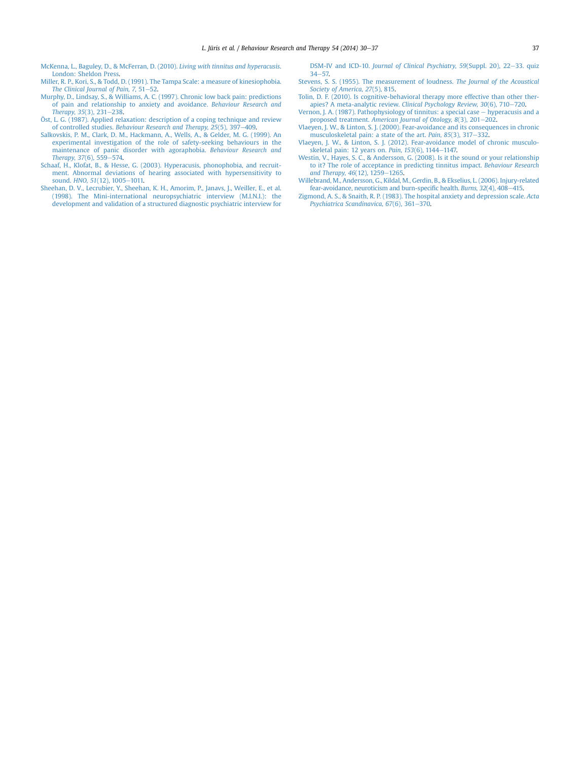McKenna, L., Baguley, D., & McFerran, D. (2010). *Living with tinnitus and hyperacusis*. London: Sheldon Press.

Miller, R. P., Kori, S., & Todd, D. (1991). The Tampa Scale: a measure of kinesiophobia. *The Clinical Journal of Pain, 7*, 51–52.

Murphy, D., Lindsay, S., & Williams, A. C. (1997). Chronic low back pain: predictions of pain and relationship to anxiety and avoidance. *Behaviour Research and Therapy, 35*(3), 231–238.

Öst, L. G. (1987). Applied relaxation: description of a coping technique and review of controlled studies. *Behaviour Research and Therapy, 25*(5), 397–409.

Salkovskis, P. M., Clark, D. M., Hackmann, A., Wells, A., & Gelder, M. G. (1999). An experimental investigation of the role of safety-seeking behaviours in the maintenance of panic disorder with agoraphobia. *Behaviour Research and Therapy, 37*(6), 559–574.

Schaaf, H., Klofat, B., & Hesse, G. (2003). Hyperacusis, phonophobia, and recruitment. Abnormal deviations of hearing associated with hypersensitivity to sound. *HNO, 51*(12), 1005–1011.

Sheehan, D. V., Lecrubier, Y., Sheehan, K. H., Amorim, P., Janavs, J., Weiller, E., et al. (1998). The Mini-international neuropsychiatric interview (M.I.N.I.): the development and validation of a structured diagnostic psychiatric interview for DSM-IV and ICD-10. *Journal of Clinical Psychiatry, 59*(Suppl. 20), 22–33. quiz 34–57.

Stevens, S. S. (1955). The measurement of loudness. *The Journal of the Acoustical Society of America, 27*(5), 815.

Tolin, D. F. (2010). Is cognitive-behavioral therapy more effective than other therapies? A meta-analytic review. *Clinical Psychology Review, 30*(6), 710–720.

Vernon, J. A. (1987). Pathophysiology of tinnitus: a special case – hyperacusis and a proposed treatment. *American Journal of Otology, 8*(3), 201–202.

Vlaeyen, J. W., & Linton, S. J. (2000). Fear-avoidance and its consequences in chronic musculoskeletal pain: a state of the art. *Pain, 85*(3), 317–332.

Vlaeyen, J. W., & Linton, S. J. (2012). Fear-avoidance model of chronic musculoskeletal pain: 12 years on. *Pain, 153*(6), 1144–1147.

Westin, V., Hayes, S. C., & Andersson, G. (2008). Is it the sound or your relationship to it? The role of acceptance in predicting tinnitus impact. *Behaviour Research and Therapy, 46*(12), 1259–1265.

Willebrand, M., Andersson, G., Kildal, M., Gerdin, B., & Ekselius, L. (2006). Injury-related fear-avoidance, neuroticism and burn-specific health. *Burns, 32*(4), 408–415.

Zigmond, A. S., & Snaith, R. P. (1983). The hospital anxiety and depression scale. *Acta Psychiatrica Scandinavica, 67*(6), 361–370.